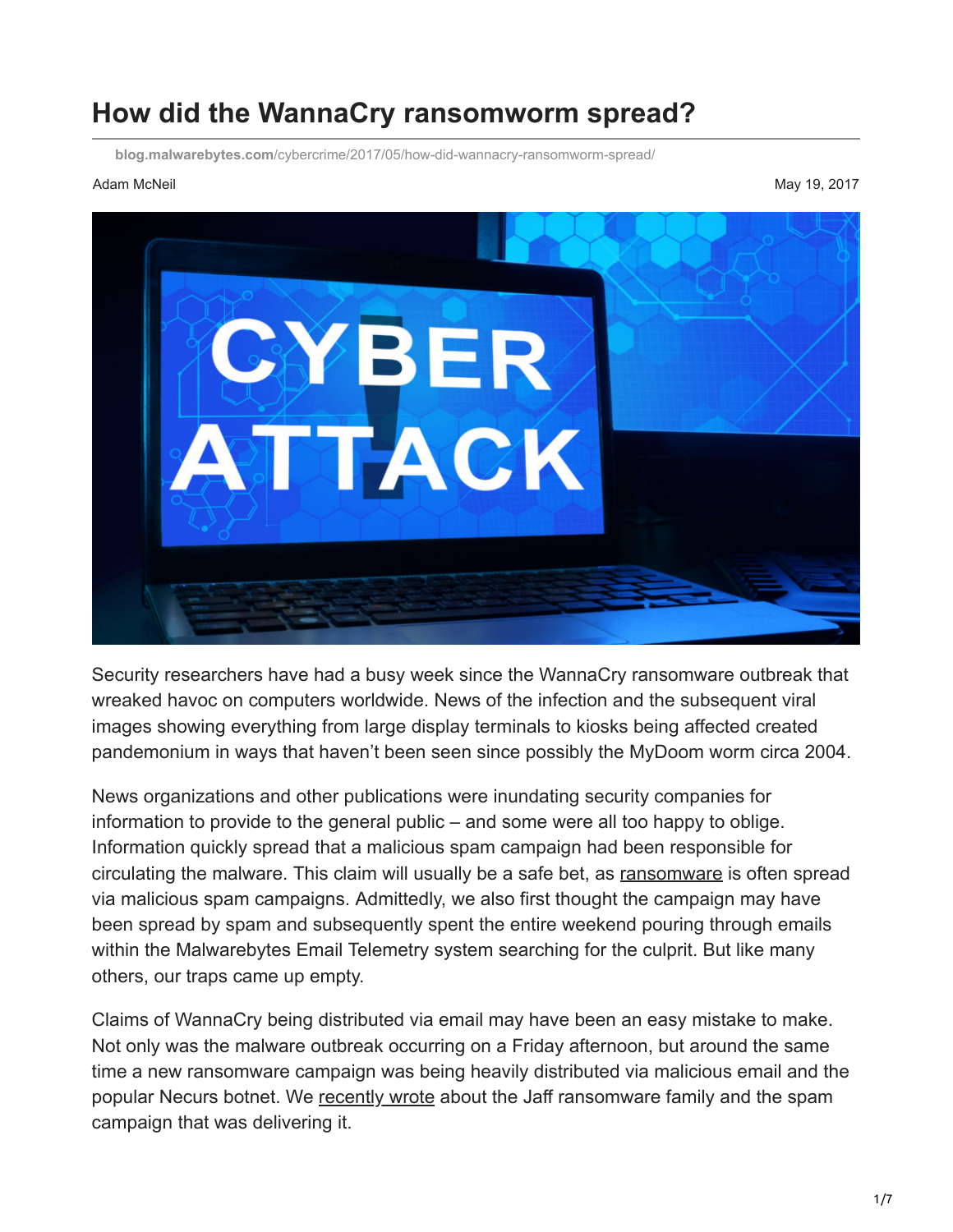# How did the WannaCry ransomworm spread?

blog.malwarebytes.com/cybercrime/2017/05/how-did-wannacry-ransomworm-spread/

Adam McNeil

May 19, 2017

Security researchers have had a busy week since the WannaCry ransomware outbreak that wreaked havoc on computers worldwide. News of the infection and the subsequent viral images showing everything from large display terminals to kiosks being affected created pandemonium in ways that haven't been seen since possibly the MyDoom worm circa 2004.

News organizations and other publications were inundating security companies for information to provide to the general public – and some were all too happy to oblige. Information quickly spread that a malicious spam campaign had been responsible for circulating the malware. This claim will usually be a safe bet, as ransomware is often spread via malicious spam campaigns. Admittedly, we also first thought the campaign may have been spread by spam and subsequently spent the entire weekend pouring through emails within the Malwarebytes Email Telemetry system searching for the culprit. But like many others, our traps came up empty.

Claims of WannaCry being distributed via email may have been an easy mistake to make. Not only was the malware outbreak occurring on a Friday afternoon, but around the same time a new ransomware campaign was being heavily distributed via malicious email and the popular Necurs botnet. We recently wrote about the Jaff ransomware family and the spam campaign that was delivering it.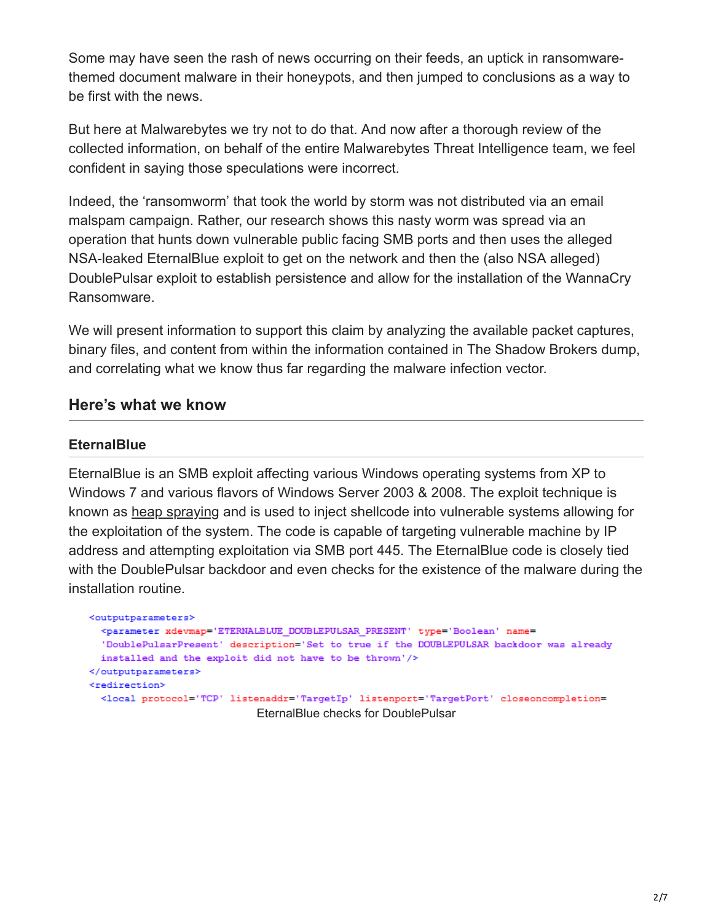Some may have seen the rash of news occurring on their feeds, an uptick in ransomware-themed document malware in their honeypots, and then jumped to conclusions as a way to be first with the news.

But here at Malwarebytes we try not to do that. And now after a thorough review of the collected information, on behalf of the entire Malwarebytes Threat Intelligence team, we feel confident in saying those speculations were incorrect.

Indeed, the 'ransomworm' that took the world by storm was not distributed via an email malspam campaign. Rather, our research shows this nasty worm was spread via an operation that hunts down vulnerable public facing SMB ports and then uses the alleged NSA-leaked EternalBlue exploit to get on the network and then the (also NSA alleged) DoublePulsar exploit to establish persistence and allow for the installation of the WannaCry Ransomware.

We will present information to support this claim by analyzing the available packet captures, binary files, and content from within the information contained in The Shadow Brokers dump, and correlating what we know thus far regarding the malware infection vector.

## Here's what we know

### EternalBlue

EternalBlue is an SMB exploit affecting various Windows operating systems from XP to Windows 7 and various flavors of Windows Server 2003 & 2008. The exploit technique is known as heap spraying and is used to inject shellcode into vulnerable systems allowing for the exploitation of the system. The code is capable of targeting vulnerable machine by IP address and attempting exploitation via SMB port 445. The EternalBlue code is closely tied with the DoublePulsar backdoor and even checks for the existence of the malware during the installation routine.

```
<outputparameters>
  <parameter xdevmap='ETERNALBLUE_DOUBLEPULSAR_PRESENT' type='Boolean' name=
  'DoublePulsarPresent' description='Set to true if the DOUBLEPULSAR backdoor was already
  installed and the exploit did not have to be thrown'/>
</outputparameters>
<redirection>
  <local protocol='TCP' listenaddr='TargetIp' listenport='TargetPort' closeoncompletion=
```

EternalBlue checks for DoublePulsar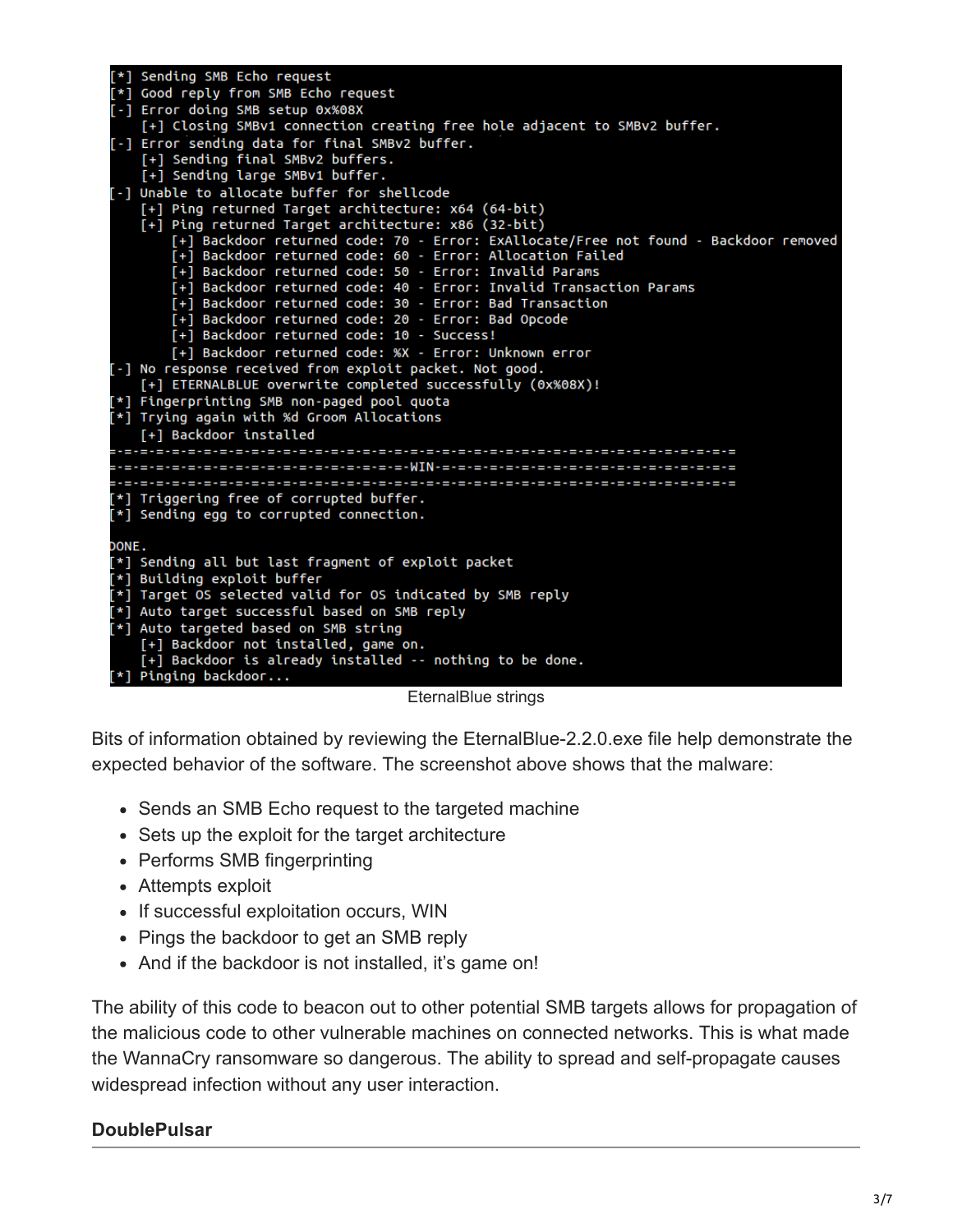```
[*] Sending SMB Echo request
[*] Good reply from SMB Echo request
[-] Error doing SMB setup 0x%08X
    [+] Closing SMBv1 connection creating free hole adjacent to SMBv2 buffer.
[-] Error sending data for final SMBv2 buffer.
    [+] Sending final SMBv2 buffers.
    [+] Sending large SMBv1 buffer.
[-] Unable to allocate buffer for shellcode
    [+] Ping returned Target architecture: x64 (64-bit)
    [+] Ping returned Target architecture: x86 (32-bit)
        [+] Backdoor returned code: 70 - Error: ExAllocate/Free not found - Backdoor removed
        [+] Backdoor returned code: 60 - Error: Allocation Failed
        [+] Backdoor returned code: 50 - Error: Invalid Params
        [+] Backdoor returned code: 40 - Error: Invalid Transaction Params
        [+] Backdoor returned code: 30 - Error: Bad Transaction
        [+] Backdoor returned code: 20 - Error: Bad Opcode
        [+] Backdoor returned code: 10 - Success!
        [+] Backdoor returned code: %X - Error: Unknown error
[-] No response received from exploit packet. Not good.
    [+] ETERNALBLUE overwrite completed successfully (0x%08X)!
[*] Fingerprinting SMB non-paged pool quota
[*] Trying again with %d Groom Allocations
    [+] Backdoor installed
=-=-=-=-=-=-=-=-=-=-=-=-=-=-=-=-=-=-=-=-=-=-=-=-=-=-=-=-=-=-=-=-=-=-=-=-=-=-=-=-=
=-=-=-=-=-=-=-=-=-=-=-=-=-=-=-=-=-=-=-=-WIN-=-=-=-=-=-=-=-=-=-=-=-=-=-=-=-=-=-=-=-=
=-=-=-=-=-=-=-=-=-=-=-=-=-=-=-=-=-=-=-=-=-=-=-=-=-=-=-=-=-=-=-=-=-=-=-=-=-=-=-=-=
[*] Triggering free of corrupted buffer.
[*] Sending egg to corrupted connection.

DONE.
[*] Sending all but last fragment of exploit packet
[*] Building exploit buffer
[*] Target OS selected valid for OS indicated by SMB reply
[*] Auto target successful based on SMB reply
[*] Auto targeted based on SMB string
    [+] Backdoor not installed, game on.
    [+] Backdoor is already installed -- nothing to be done.
[*] Pinging backdoor...
```

EternalBlue strings

Bits of information obtained by reviewing the EternalBlue-2.2.0.exe file help demonstrate the expected behavior of the software. The screenshot above shows that the malware:

- Sends an SMB Echo request to the targeted machine
- Sets up the exploit for the target architecture
- Performs SMB fingerprinting
- Attempts exploit
- If successful exploitation occurs, WIN
- Pings the backdoor to get an SMB reply
- And if the backdoor is not installed, it's game on!

The ability of this code to beacon out to other potential SMB targets allows for propagation of the malicious code to other vulnerable machines on connected networks. This is what made the WannaCry ransomware so dangerous. The ability to spread and self-propagate causes widespread infection without any user interaction.

**DoublePulsar**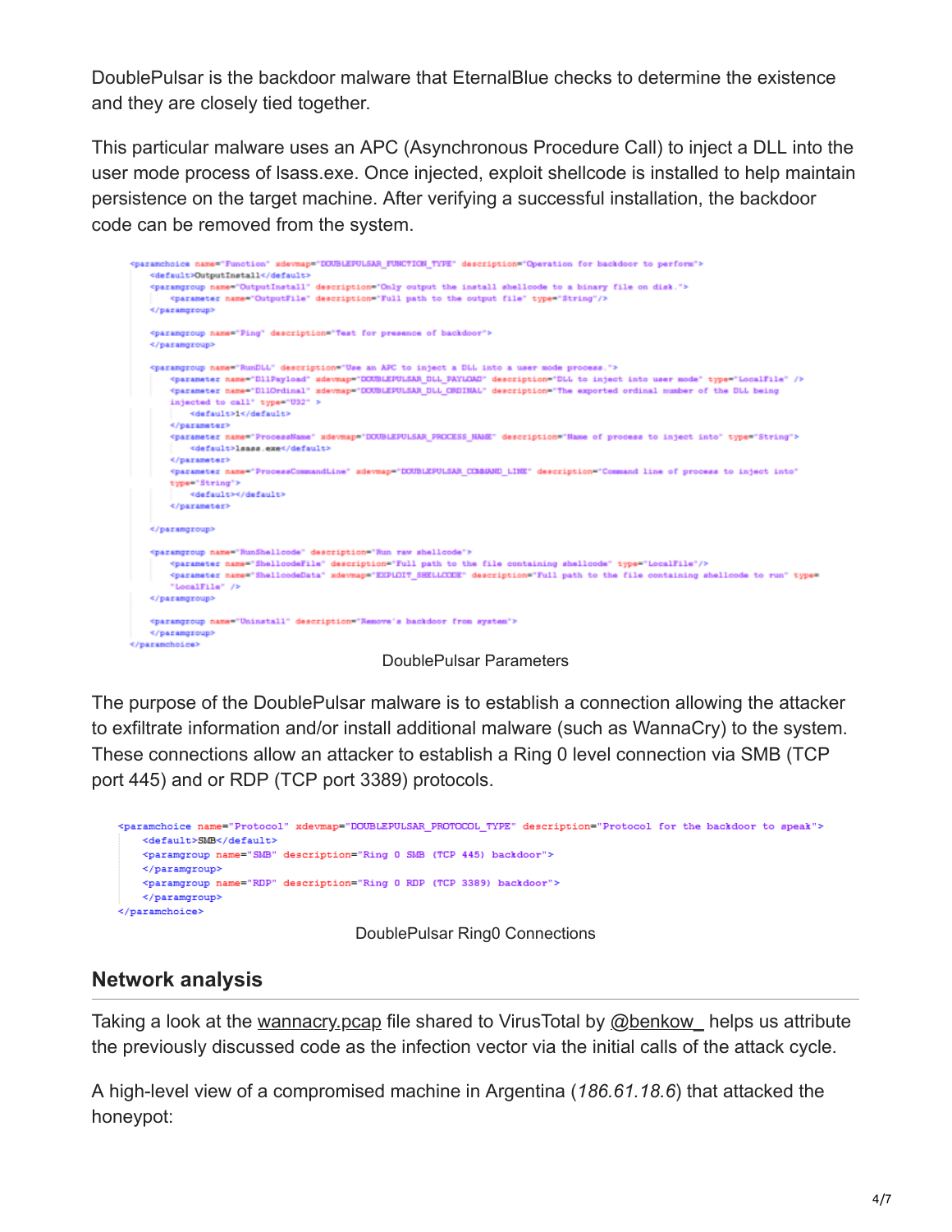DoublePulsar is the backdoor malware that EternalBlue checks to determine the existence and they are closely tied together.

This particular malware uses an APC (Asynchronous Procedure Call) to inject a DLL into the user mode process of lsass.exe. Once injected, exploit shellcode is installed to help maintain persistence on the target machine. After verifying a successful installation, the backdoor code can be removed from the system.

```
<paramchoice name="Function" xdevmap="DOUBLEPULSAR_FUNCTION_TYPE" description="Operation for backdoor to perform">
    <default>OutputInstall</default>
    <paramgroup name="OutputInstall" description="Only output the install shellcode to a binary file on disk.">
        <parameter name="OutputFile" description="Full path to the output file" type="String"/>
    </paramgroup>

    <paramgroup name="Ping" description="Test for presence of backdoor">
    </paramgroup>

    <paramgroup name="RunDLL" description="Use an APC to inject a DLL into a user mode process.">
        <parameter name="DllPayload" xdevmap="DOUBLEPULSAR_DLL_PAYLOAD" description="DLL to inject into user mode" type="LocalFile" />
        <parameter name="DllOrdinal" xdevmap="DOUBLEPULSAR_DLL_ORDINAL" description="The exported ordinal number of the DLL being
        injected to call" type="U32" >
            <default>1</default>
        </parameter>
        <parameter name="ProcessName" xdevmap="DOUBLEPULSAR_PROCESS_NAME" description="Name of process to inject into" type="String">
            <default>lsass.exe</default>
        </parameter>
        <parameter name="ProcessCommandLine" xdevmap="DOUBLEPULSAR_COMMAND_LINE" description="Command line of process to inject into"
        type="String">
            <default></default>
        </parameter>

    </paramgroup>

    <paramgroup name="RunShellcode" description="Run raw shellcode">
        <parameter name="ShellcodeFile" description="Full path to the file containing shellcode" type="LocalFile"/>
        <parameter name="ShellcodeData" xdevmap="EXPLOIT_SHELLCODE" description="Full path to the file containing shellcode to run" type=
        "LocalFile" />
    </paramgroup>

    <paramgroup name="Uninstall" description="Remove's backdoor from system">
    </paramgroup>
</paramchoice>
```

DoublePulsar Parameters

The purpose of the DoublePulsar malware is to establish a connection allowing the attacker to exfiltrate information and/or install additional malware (such as WannaCry) to the system. These connections allow an attacker to establish a Ring 0 level connection via SMB (TCP port 445) and or RDP (TCP port 3389) protocols.

```
<paramchoice name="Protocol" xdevmap="DOUBLEPULSAR_PROTOCOL_TYPE" description="Protocol for the backdoor to speak">
    <default>SMB</default>
    <paramgroup name="SMB" description="Ring 0 SMB (TCP 445) backdoor">
    </paramgroup>
    <paramgroup name="RDP" description="Ring 0 RDP (TCP 3389) backdoor">
    </paramgroup>
</paramchoice>
```

DoublePulsar Ring0 Connections

## Network analysis

Taking a look at the wannacry.pcap file shared to VirusTotal by @benkow_ helps us attribute the previously discussed code as the infection vector via the initial calls of the attack cycle.

A high-level view of a compromised machine in Argentina (*186.61.18.6*) that attacked the honeypot: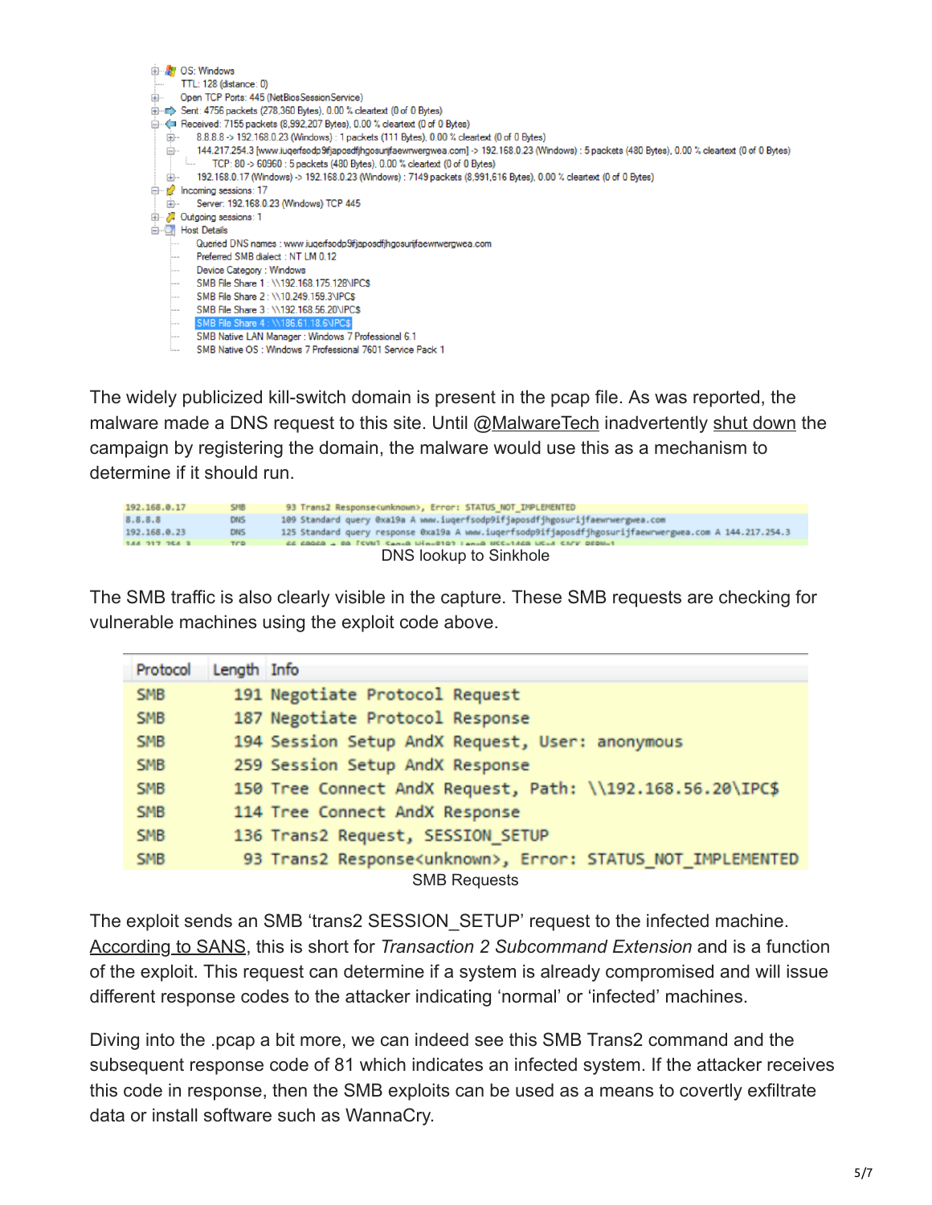```
OS: Windows
    TTL: 128 (distance: 0)
    Open TCP Ports: 445 (NetBiosSessionService)
    Sent: 4756 packets (278,360 Bytes), 0.00 % cleartext (0 of 0 Bytes)
    Received: 7155 packets (8,992,207 Bytes), 0.00 % cleartext (0 of 0 Bytes)
        8.8.8.8 -> 192.168.0.23 (Windows) : 1 packets (111 Bytes), 0.00 % cleartext (0 of 0 Bytes)
        144.217.254.3 [www.iuqerfsodp9ifjaposdfjhgosurijfaewrwergwea.com] -> 192.168.0.23 (Windows) : 5 packets (480 Bytes), 0.00 % cleartext (0 of 0 Bytes)
            TCP: 80 -> 60960 : 5 packets (480 Bytes), 0.00 % cleartext (0 of 0 Bytes)
        192.168.0.17 (Windows) -> 192.168.0.23 (Windows) : 7149 packets (8,991,616 Bytes), 0.00 % cleartext (0 of 0 Bytes)
    Incoming sessions: 17
        Server: 192.168.0.23 (Windows) TCP 445
    Outgoing sessions: 1
    Host Details
        Queried DNS names : www.iuqerfsodp9ifjaposdfjhgosurijfaewrwergwea.com
        Preferred SMB dialect : NT LM 0.12
        Device Category : Windows
        SMB File Share 1 : \\192.168.175.128\IPC$
        SMB File Share 2 : \\10.249.159.3\IPC$
        SMB File Share 3 : \\192.168.56.20\IPC$
        SMB File Share 4 : \\186.61.18.6\IPC$
        SMB Native LAN Manager : Windows 7 Professional 6.1
        SMB Native OS : Windows 7 Professional 7601 Service Pack 1
```

The widely publicized kill-switch domain is present in the pcap file. As was reported, the malware made a DNS request to this site. Until @MalwareTech inadvertently shut down the campaign by registering the domain, the malware would use this as a mechanism to determine if it should run.

```
192.168.0.17    SMB    93 Trans2 Response<unknown>, Error: STATUS_NOT_IMPLEMENTED
8.8.8.8         DNS   109 Standard query 0xa19a A www.iuqerfsodp9ifjaposdfjhgosurijfaewrwergwea.com
192.168.0.23    DNS   125 Standard query response 0xa19a A www.iuqerfsodp9ifjaposdfjhgosurijfaewrwergwea.com A 144.217.254.3
144.217.254.3   TCP    66 60960 → 80 [SYN] Seq=0 Win=8192 Len=0 MSS=1460 WS=4 SACK_PERM=1
```

DNS lookup to Sinkhole

The SMB traffic is also clearly visible in the capture. These SMB requests are checking for vulnerable machines using the exploit code above.

| Protocol | Length | Info |
|---|---|---|
| SMB | 191 | Negotiate Protocol Request |
| SMB | 187 | Negotiate Protocol Response |
| SMB | 194 | Session Setup AndX Request, User: anonymous |
| SMB | 259 | Session Setup AndX Response |
| SMB | 150 | Tree Connect AndX Request, Path: \\192.168.56.20\IPC$ |
| SMB | 114 | Tree Connect AndX Response |
| SMB | 136 | Trans2 Request, SESSION_SETUP |
| SMB | 93 | Trans2 Response<unknown>, Error: STATUS_NOT_IMPLEMENTED |

SMB Requests

The exploit sends an SMB 'trans2 SESSION_SETUP' request to the infected machine. According to SANS, this is short for *Transaction 2 Subcommand Extension* and is a function of the exploit. This request can determine if a system is already compromised and will issue different response codes to the attacker indicating 'normal' or 'infected' machines.

Diving into the .pcap a bit more, we can indeed see this SMB Trans2 command and the subsequent response code of 81 which indicates an infected system. If the attacker receives this code in response, then the SMB exploits can be used as a means to covertly exfiltrate data or install software such as WannaCry.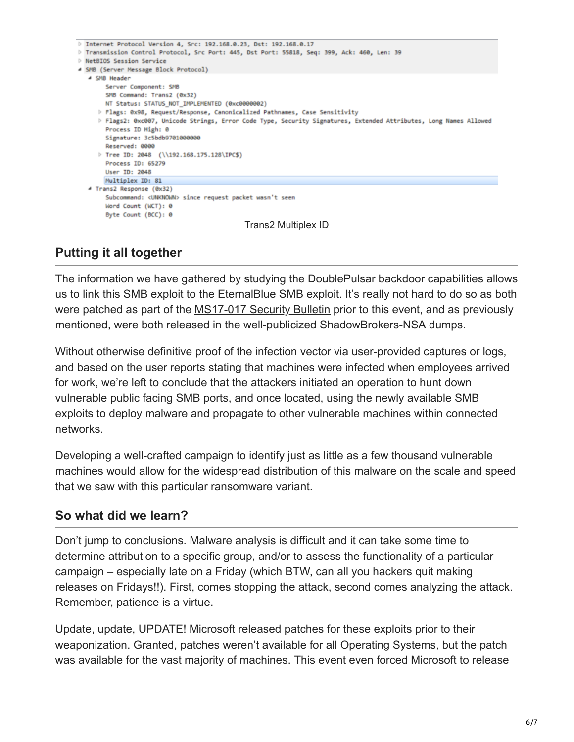```
▷ Internet Protocol Version 4, Src: 192.168.0.23, Dst: 192.168.0.17
▷ Transmission Control Protocol, Src Port: 445, Dst Port: 55818, Seq: 399, Ack: 460, Len: 39
▷ NetBIOS Session Service
◢ SMB (Server Message Block Protocol)
  ◢ SMB Header
      Server Component: SMB
      SMB Command: Trans2 (0x32)
      NT Status: STATUS_NOT_IMPLEMENTED (0xc0000002)
    ▷ Flags: 0x98, Request/Response, Canonicalized Pathnames, Case Sensitivity
    ▷ Flags2: 0xc007, Unicode Strings, Error Code Type, Security Signatures, Extended Attributes, Long Names Allowed
      Process ID High: 0
      Signature: 3c5bdb9701000000
      Reserved: 0000
    ▷ Tree ID: 2048  (\\192.168.175.128\IPC$)
      Process ID: 65279
      User ID: 2048
      Multiplex ID: 81
  ◢ Trans2 Response (0x32)
      Subcommand: <UNKNOWN> since request packet wasn't seen
      Word Count (WCT): 0
      Byte Count (BCC): 0
```

Trans2 Multiplex ID

## Putting it all together

The information we have gathered by studying the DoublePulsar backdoor capabilities allows us to link this SMB exploit to the EternalBlue SMB exploit. It's really not hard to do so as both were patched as part of the MS17-017 Security Bulletin prior to this event, and as previously mentioned, were both released in the well-publicized ShadowBrokers-NSA dumps.

Without otherwise definitive proof of the infection vector via user-provided captures or logs, and based on the user reports stating that machines were infected when employees arrived for work, we're left to conclude that the attackers initiated an operation to hunt down vulnerable public facing SMB ports, and once located, using the newly available SMB exploits to deploy malware and propagate to other vulnerable machines within connected networks.

Developing a well-crafted campaign to identify just as little as a few thousand vulnerable machines would allow for the widespread distribution of this malware on the scale and speed that we saw with this particular ransomware variant.

## So what did we learn?

Don't jump to conclusions. Malware analysis is difficult and it can take some time to determine attribution to a specific group, and/or to assess the functionality of a particular campaign – especially late on a Friday (which BTW, can all you hackers quit making releases on Fridays!!). First, comes stopping the attack, second comes analyzing the attack. Remember, patience is a virtue.

Update, update, UPDATE! Microsoft released patches for these exploits prior to their weaponization. Granted, patches weren't available for all Operating Systems, but the patch was available for the vast majority of machines. This event even forced Microsoft to release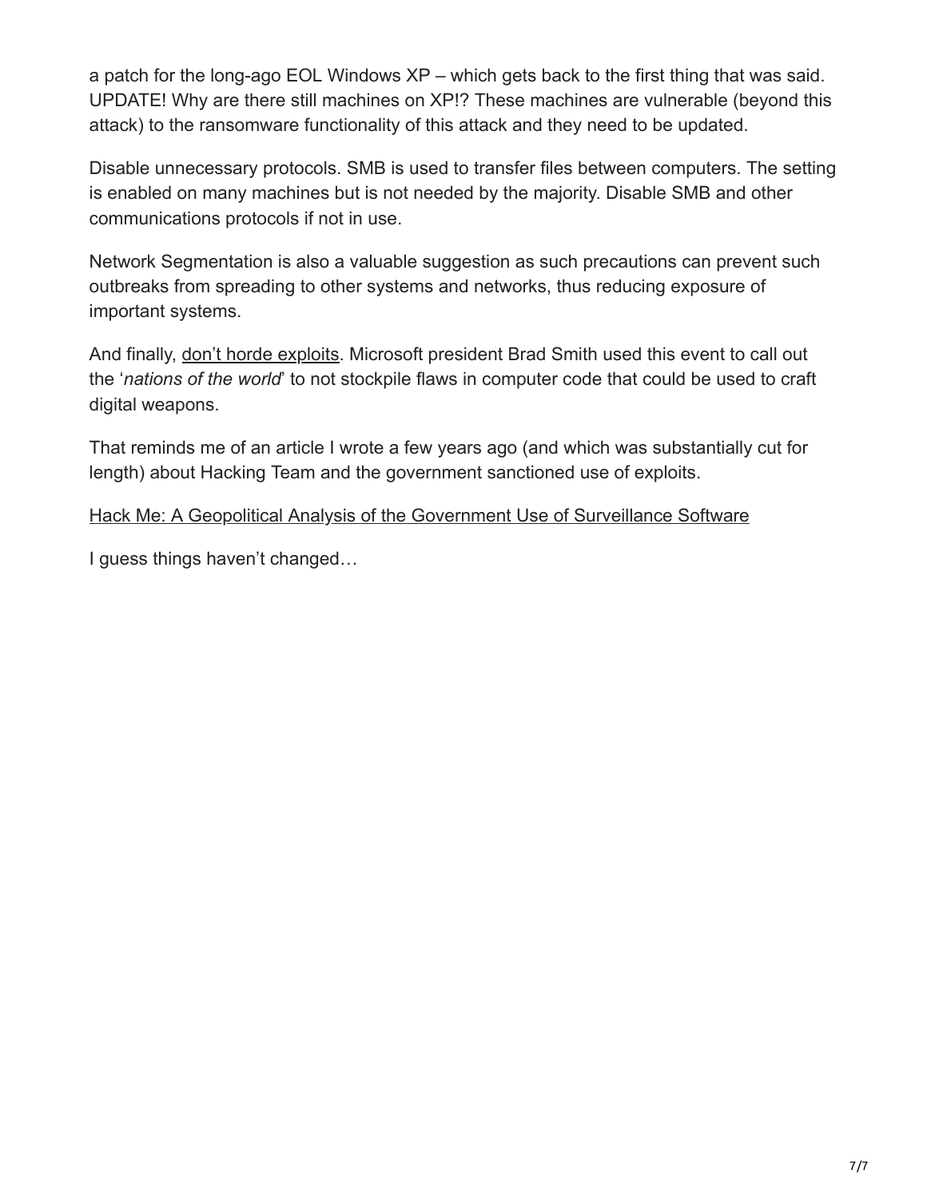a patch for the long-ago EOL Windows XP – which gets back to the first thing that was said. UPDATE! Why are there still machines on XP!? These machines are vulnerable (beyond this attack) to the ransomware functionality of this attack and they need to be updated.

Disable unnecessary protocols. SMB is used to transfer files between computers. The setting is enabled on many machines but is not needed by the majority. Disable SMB and other communications protocols if not in use.

Network Segmentation is also a valuable suggestion as such precautions can prevent such outbreaks from spreading to other systems and networks, thus reducing exposure of important systems.

And finally, don't horde exploits. Microsoft president Brad Smith used this event to call out the '*nations of the world*' to not stockpile flaws in computer code that could be used to craft digital weapons.

That reminds me of an article I wrote a few years ago (and which was substantially cut for length) about Hacking Team and the government sanctioned use of exploits.

Hack Me: A Geopolitical Analysis of the Government Use of Surveillance Software

I guess things haven't changed…